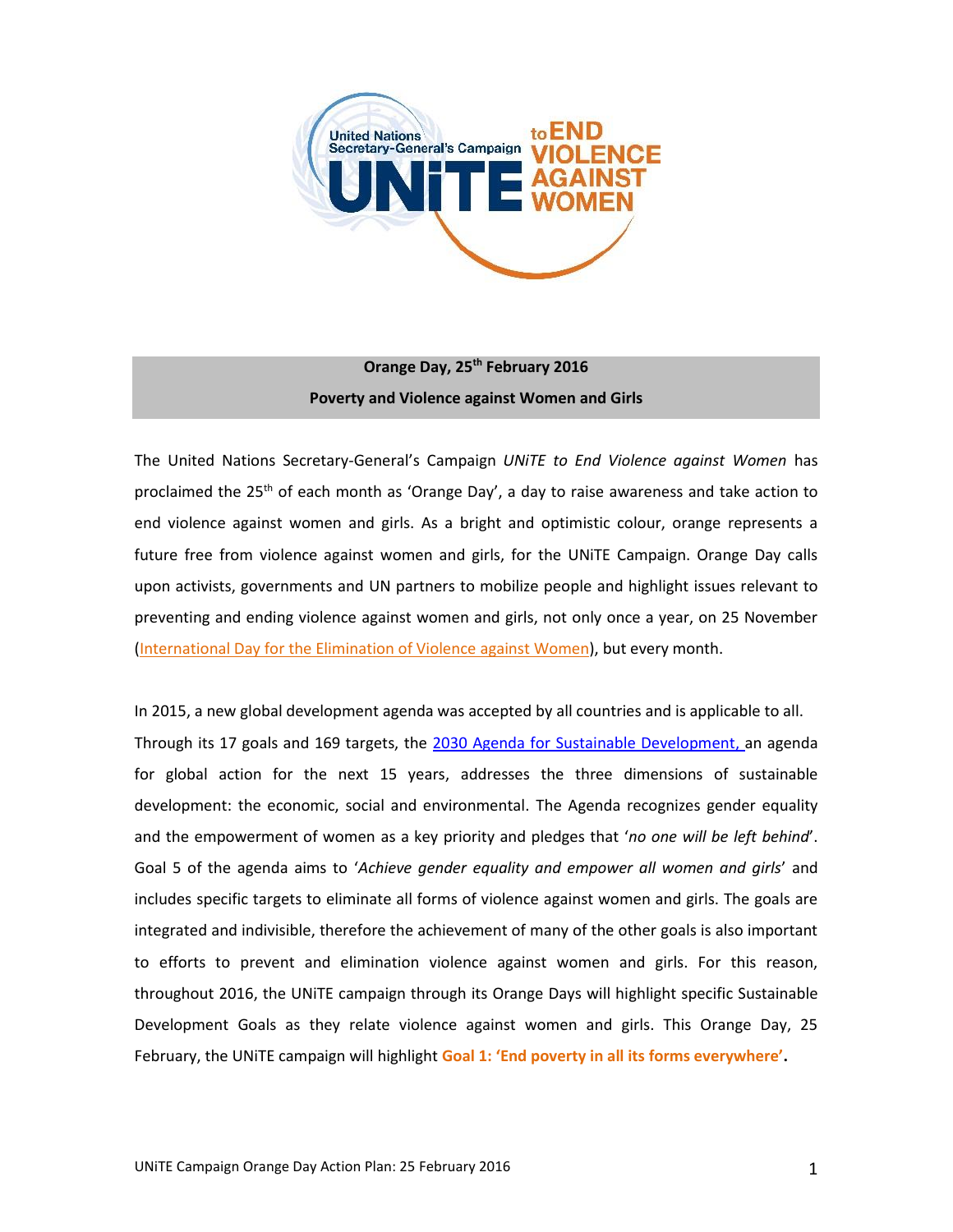**Orange Day, 25th February 2016**

**Poverty and Violence against Women and Girls**

The United Nations Secretary-General's Campaign *UNiTE to End Violence against Women* has proclaimed the 25th of each month as 'Orange Day', a day to raise awareness and take action to end violence against women and girls. As a bright and optimistic colour, orange represents a future free from violence against women and girls, for the UNiTE Campaign. Orange Day calls upon activists, governments and UN partners to mobilize people and highlight issues relevant to preventing and ending violence against women and girls, not only once a year, on 25 November (International Day for the Elimination of Violence against Women), but every month.

In 2015, a new global development agenda was accepted by all countries and is applicable to all. Through its 17 goals and 169 targets, the 2030 Agenda for Sustainable Development, an agenda for global action for the next 15 years, addresses the three dimensions of sustainable development: the economic, social and environmental. The Agenda recognizes gender equality and the empowerment of women as a key priority and pledges that '*no one will be left behind*'. Goal 5 of the agenda aims to '*Achieve gender equality and empower all women and girls*' and includes specific targets to eliminate all forms of violence against women and girls. The goals are integrated and indivisible, therefore the achievement of many of the other goals is also important to efforts to prevent and elimination violence against women and girls. For this reason, throughout 2016, the UNiTE campaign through its Orange Days will highlight specific Sustainable Development Goals as they relate violence against women and girls. This Orange Day, 25 February, the UNiTE campaign will highlight **Goal 1: 'End poverty in all its forms everywhere'**.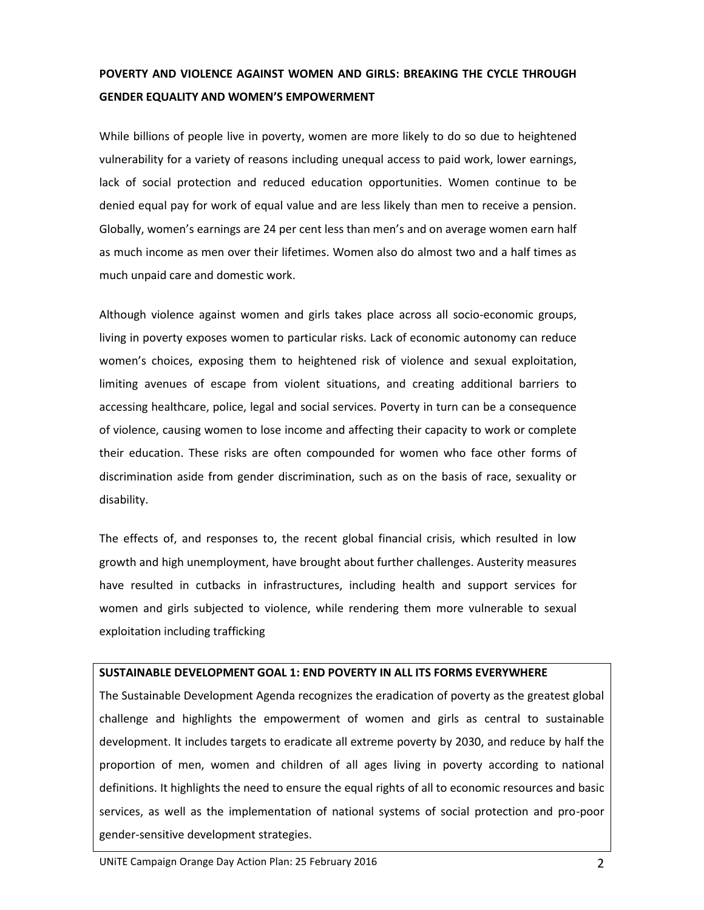## POVERTY AND VIOLENCE AGAINST WOMEN AND GIRLS: BREAKING THE CYCLE THROUGH GENDER EQUALITY AND WOMEN'S EMPOWERMENT

While billions of people live in poverty, women are more likely to do so due to heightened vulnerability for a variety of reasons including unequal access to paid work, lower earnings, lack of social protection and reduced education opportunities. Women continue to be denied equal pay for work of equal value and are less likely than men to receive a pension. Globally, women's earnings are 24 per cent less than men's and on average women earn half as much income as men over their lifetimes. Women also do almost two and a half times as much unpaid care and domestic work.

Although violence against women and girls takes place across all socio-economic groups, living in poverty exposes women to particular risks. Lack of economic autonomy can reduce women's choices, exposing them to heightened risk of violence and sexual exploitation, limiting avenues of escape from violent situations, and creating additional barriers to accessing healthcare, police, legal and social services. Poverty in turn can be a consequence of violence, causing women to lose income and affecting their capacity to work or complete their education. These risks are often compounded for women who face other forms of discrimination aside from gender discrimination, such as on the basis of race, sexuality or disability.

The effects of, and responses to, the recent global financial crisis, which resulted in low growth and high unemployment, have brought about further challenges. Austerity measures have resulted in cutbacks in infrastructures, including health and support services for women and girls subjected to violence, while rendering them more vulnerable to sexual exploitation including trafficking

**SUSTAINABLE DEVELOPMENT GOAL 1: END POVERTY IN ALL ITS FORMS EVERYWHERE**

The Sustainable Development Agenda recognizes the eradication of poverty as the greatest global challenge and highlights the empowerment of women and girls as central to sustainable development. It includes targets to eradicate all extreme poverty by 2030, and reduce by half the proportion of men, women and children of all ages living in poverty according to national definitions. It highlights the need to ensure the equal rights of all to economic resources and basic services, as well as the implementation of national systems of social protection and pro-poor gender-sensitive development strategies.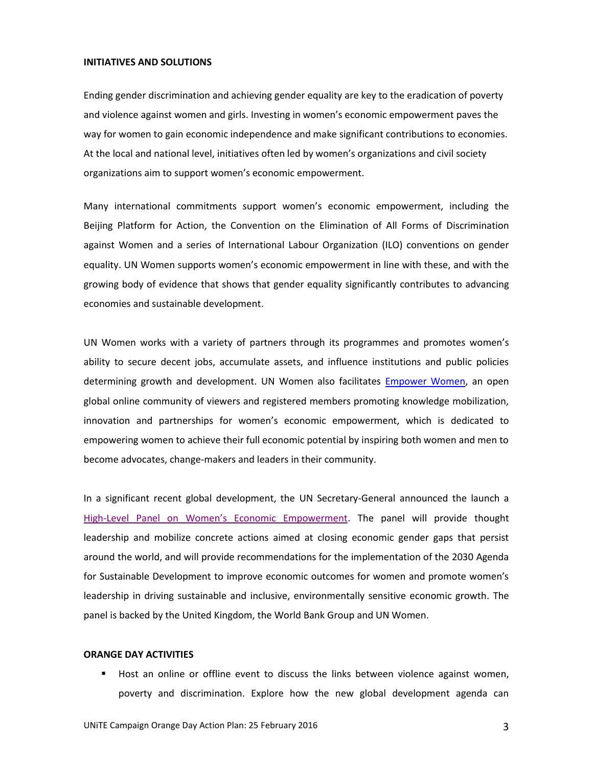**INITIATIVES AND SOLUTIONS**

Ending gender discrimination and achieving gender equality are key to the eradication of poverty and violence against women and girls. Investing in women's economic empowerment paves the way for women to gain economic independence and make significant contributions to economies. At the local and national level, initiatives often led by women's organizations and civil society organizations aim to support women's economic empowerment.

Many international commitments support women's economic empowerment, including the Beijing Platform for Action, the Convention on the Elimination of All Forms of Discrimination against Women and a series of International Labour Organization (ILO) conventions on gender equality. UN Women supports women's economic empowerment in line with these, and with the growing body of evidence that shows that gender equality significantly contributes to advancing economies and sustainable development.

UN Women works with a variety of partners through its programmes and promotes women's ability to secure decent jobs, accumulate assets, and influence institutions and public policies determining growth and development. UN Women also facilitates Empower Women, an open global online community of viewers and registered members promoting knowledge mobilization, innovation and partnerships for women's economic empowerment, which is dedicated to empowering women to achieve their full economic potential by inspiring both women and men to become advocates, change-makers and leaders in their community.

In a significant recent global development, the UN Secretary-General announced the launch a High-Level Panel on Women's Economic Empowerment. The panel will provide thought leadership and mobilize concrete actions aimed at closing economic gender gaps that persist around the world, and will provide recommendations for the implementation of the 2030 Agenda for Sustainable Development to improve economic outcomes for women and promote women's leadership in driving sustainable and inclusive, environmentally sensitive economic growth. The panel is backed by the United Kingdom, the World Bank Group and UN Women.

**ORANGE DAY ACTIVITIES**

- Host an online or offline event to discuss the links between violence against women, poverty and discrimination. Explore how the new global development agenda can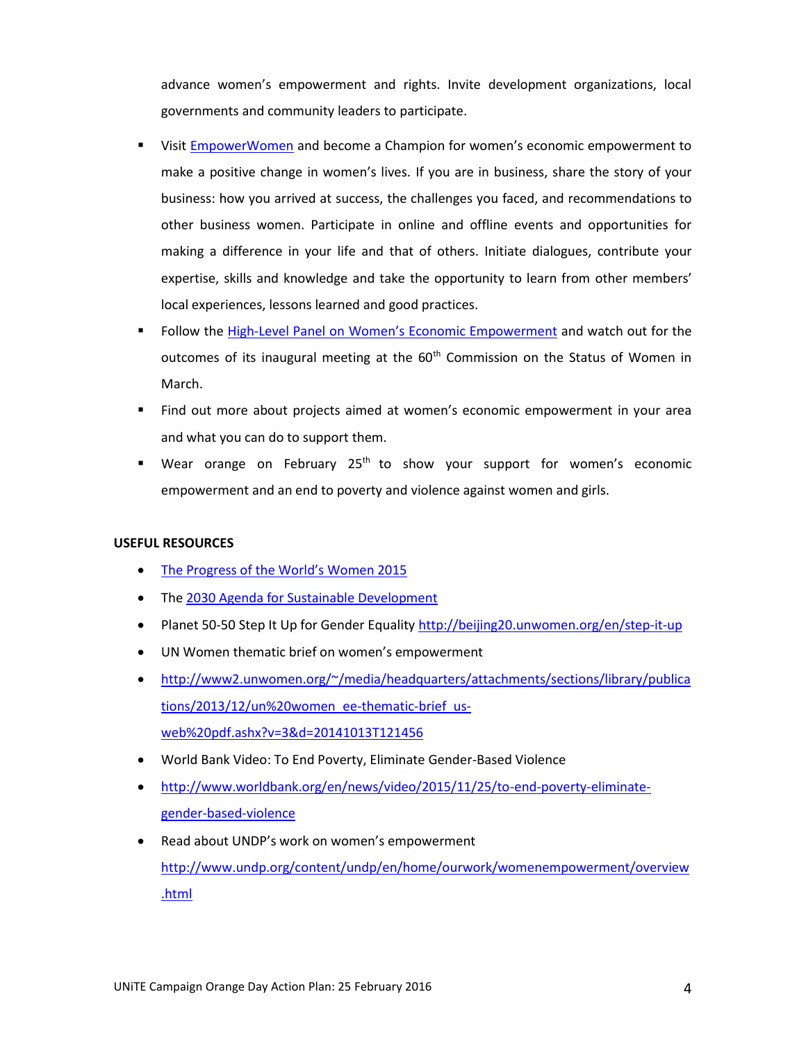advance women's empowerment and rights. Invite development organizations, local governments and community leaders to participate.

- Visit [EmpowerWomen](#) and become a Champion for women's economic empowerment to make a positive change in women's lives. If you are in business, share the story of your business: how you arrived at success, the challenges you faced, and recommendations to other business women. Participate in online and offline events and opportunities for making a difference in your life and that of others. Initiate dialogues, contribute your expertise, skills and knowledge and take the opportunity to learn from other members' local experiences, lessons learned and good practices.
- Follow the [High-Level Panel on Women's Economic Empowerment](#) and watch out for the outcomes of its inaugural meeting at the 60th Commission on the Status of Women in March.
- Find out more about projects aimed at women's economic empowerment in your area and what you can do to support them.
- Wear orange on February 25th to show your support for women's economic empowerment and an end to poverty and violence against women and girls.

**USEFUL RESOURCES**

- [The Progress of the World's Women 2015](#)
- The [2030 Agenda for Sustainable Development](#)
- Planet 50-50 Step It Up for Gender Equality http://beijing20.unwomen.org/en/step-it-up
- UN Women thematic brief on women's empowerment
- http://www2.unwomen.org/~/media/headquarters/attachments/sections/library/publications/2013/12/un%20women_ee-thematic-brief_us-web%20pdf.ashx?v=3&d=20141013T121456
- World Bank Video: To End Poverty, Eliminate Gender-Based Violence
- http://www.worldbank.org/en/news/video/2015/11/25/to-end-poverty-eliminate-gender-based-violence
- Read about UNDP's work on women's empowerment http://www.undp.org/content/undp/en/home/ourwork/womenempowerment/overview.html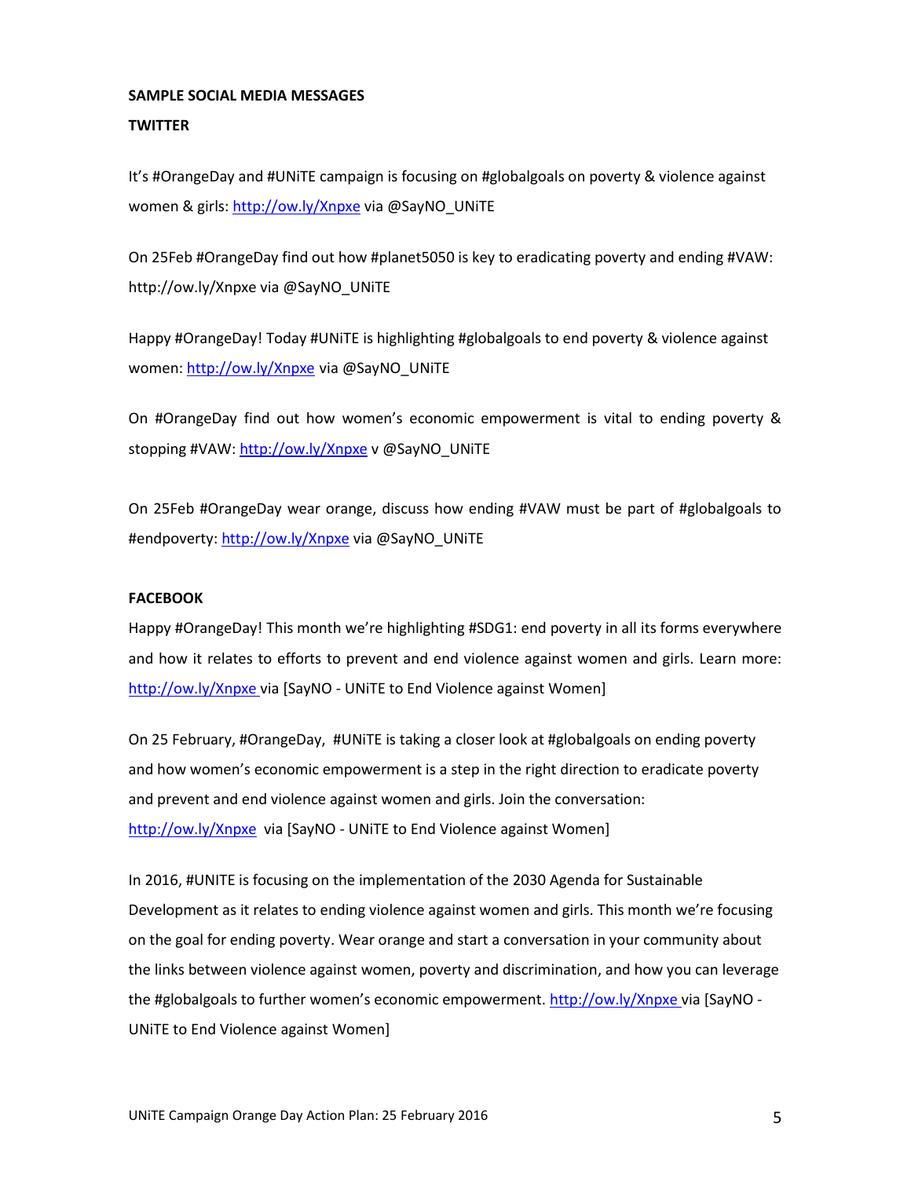**SAMPLE SOCIAL MEDIA MESSAGES**

**TWITTER**

It's #OrangeDay and #UNiTE campaign is focusing on #globalgoals on poverty & violence against women & girls: http://ow.ly/Xnpxe via @SayNO_UNiTE

On 25Feb #OrangeDay find out how #planet5050 is key to eradicating poverty and ending #VAW: http://ow.ly/Xnpxe via @SayNO_UNiTE

Happy #OrangeDay! Today #UNiTE is highlighting #globalgoals to end poverty & violence against women: http://ow.ly/Xnpxe via @SayNO_UNiTE

On #OrangeDay find out how women's economic empowerment is vital to ending poverty & stopping #VAW: http://ow.ly/Xnpxe v @SayNO_UNiTE

On 25Feb #OrangeDay wear orange, discuss how ending #VAW must be part of #globalgoals to #endpoverty: http://ow.ly/Xnpxe via @SayNO_UNiTE

**FACEBOOK**

Happy #OrangeDay! This month we're highlighting #SDG1: end poverty in all its forms everywhere and how it relates to efforts to prevent and end violence against women and girls. Learn more: http://ow.ly/Xnpxe via [SayNO - UNiTE to End Violence against Women]

On 25 February, #OrangeDay, #UNiTE is taking a closer look at #globalgoals on ending poverty and how women's economic empowerment is a step in the right direction to eradicate poverty and prevent and end violence against women and girls. Join the conversation: http://ow.ly/Xnpxe via [SayNO - UNiTE to End Violence against Women]

In 2016, #UNITE is focusing on the implementation of the 2030 Agenda for Sustainable Development as it relates to ending violence against women and girls. This month we're focusing on the goal for ending poverty. Wear orange and start a conversation in your community about the links between violence against women, poverty and discrimination, and how you can leverage the #globalgoals to further women's economic empowerment. http://ow.ly/Xnpxe via [SayNO - UNiTE to End Violence against Women]